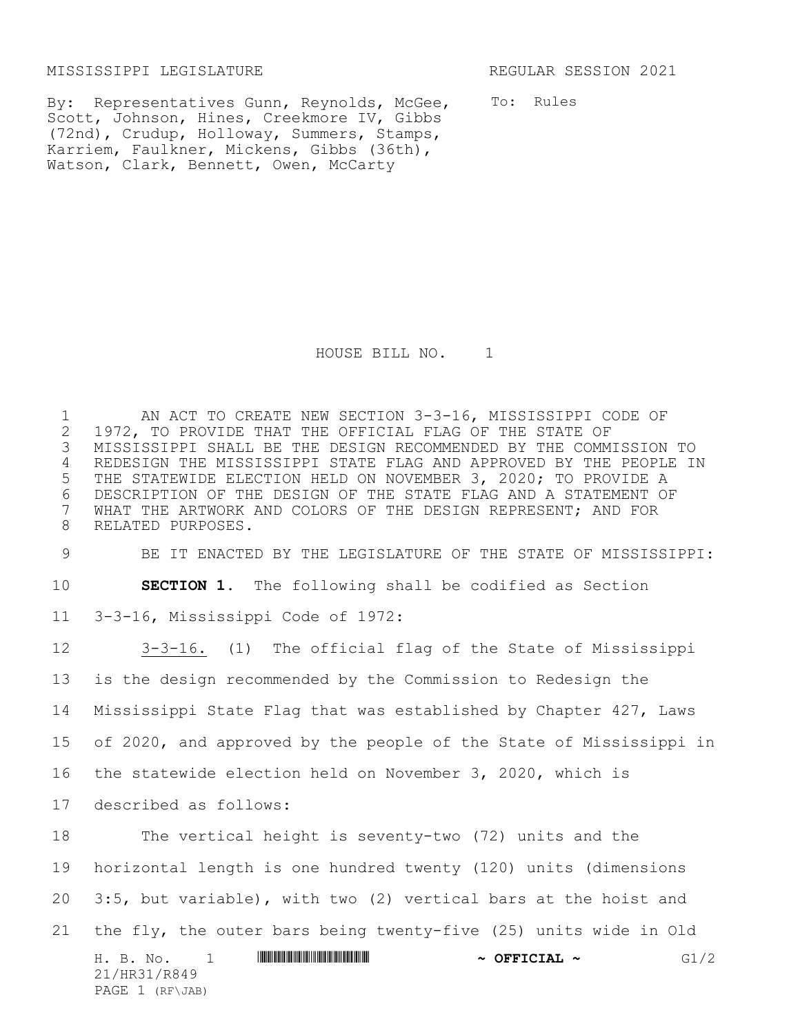MISSISSIPPI LEGISLATURE REGULAR SESSION 2021

By: Representatives Gunn, Reynolds, McGee, Scott, Johnson, Hines, Creekmore IV, Gibbs (72nd), Crudup, Holloway, Summers, Stamps, Karriem, Faulkner, Mickens, Gibbs (36th), Watson, Clark, Bennett, Owen, McCarty

To: Rules

# HOUSE BILL NO. 1

AN ACT TO CREATE NEW SECTION 3-3-16, MISSISSIPPI CODE OF 1972, TO PROVIDE THAT THE OFFICIAL FLAG OF THE STATE OF MISSISSIPPI SHALL BE THE DESIGN RECOMMENDED BY THE COMMISSION TO REDESIGN THE MISSISSIPPI STATE FLAG AND APPROVED BY THE PEOPLE IN THE STATEWIDE ELECTION HELD ON NOVEMBER 3, 2020; TO PROVIDE A DESCRIPTION OF THE DESIGN OF THE STATE FLAG AND A STATEMENT OF WHAT THE ARTWORK AND COLORS OF THE DESIGN REPRESENT; AND FOR RELATED PURPOSES.

BE IT ENACTED BY THE LEGISLATURE OF THE STATE OF MISSISSIPPI:

**SECTION 1.** The following shall be codified as Section 3-3-16, Mississippi Code of 1972:

3-3-16. (1) The official flag of the State of Mississippi is the design recommended by the Commission to Redesign the Mississippi State Flag that was established by Chapter 427, Laws of 2020, and approved by the people of the State of Mississippi in the statewide election held on November 3, 2020, which is described as follows:

The vertical height is seventy-two (72) units and the horizontal length is one hundred twenty (120) units (dimensions 3:5, but variable), with two (2) vertical bars at the hoist and the fly, the outer bars being twenty-five (25) units wide in Old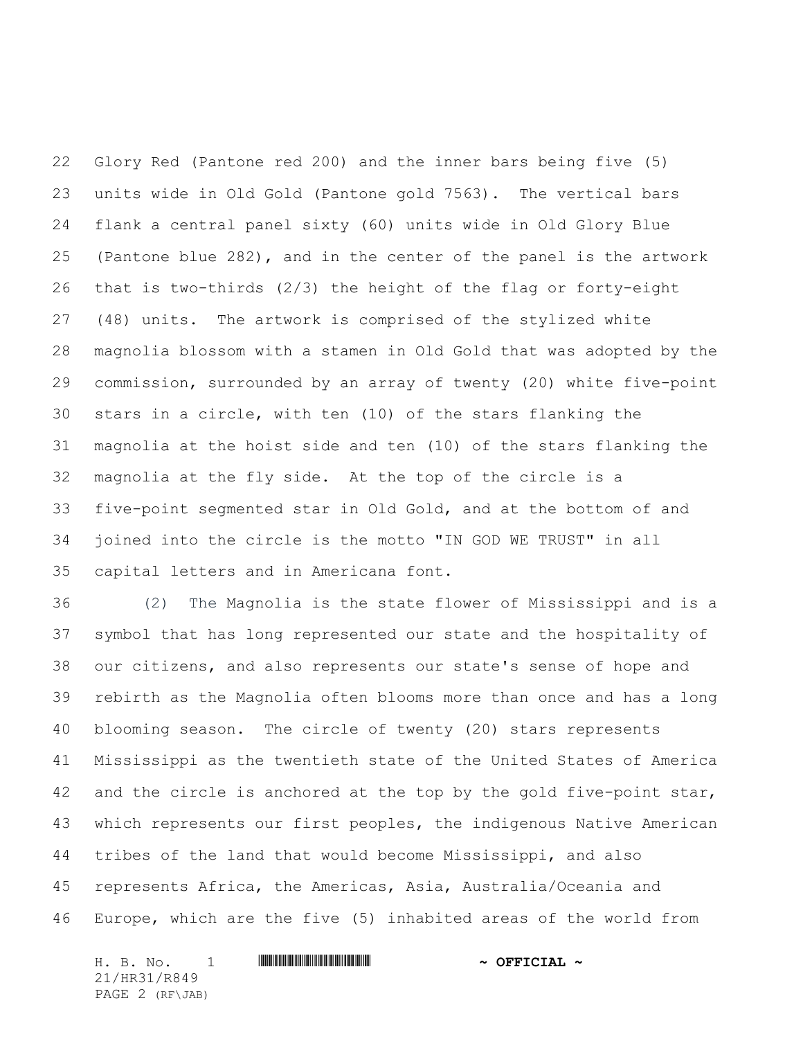Glory Red (Pantone red 200) and the inner bars being five (5) units wide in Old Gold (Pantone gold 7563). The vertical bars flank a central panel sixty (60) units wide in Old Glory Blue (Pantone blue 282), and in the center of the panel is the artwork that is two-thirds (2/3) the height of the flag or forty-eight (48) units. The artwork is comprised of the stylized white magnolia blossom with a stamen in Old Gold that was adopted by the commission, surrounded by an array of twenty (20) white five-point stars in a circle, with ten (10) of the stars flanking the magnolia at the hoist side and ten (10) of the stars flanking the magnolia at the fly side. At the top of the circle is a five-point segmented star in Old Gold, and at the bottom of and joined into the circle is the motto "IN GOD WE TRUST" in all capital letters and in Americana font.

(2) The Magnolia is the state flower of Mississippi and is a symbol that has long represented our state and the hospitality of our citizens, and also represents our state's sense of hope and rebirth as the Magnolia often blooms more than once and has a long blooming season. The circle of twenty (20) stars represents Mississippi as the twentieth state of the United States of America and the circle is anchored at the top by the gold five-point star, which represents our first peoples, the indigenous Native American tribes of the land that would become Mississippi, and also represents Africa, the Americas, Asia, Australia/Oceania and Europe, which are the five (5) inhabited areas of the world from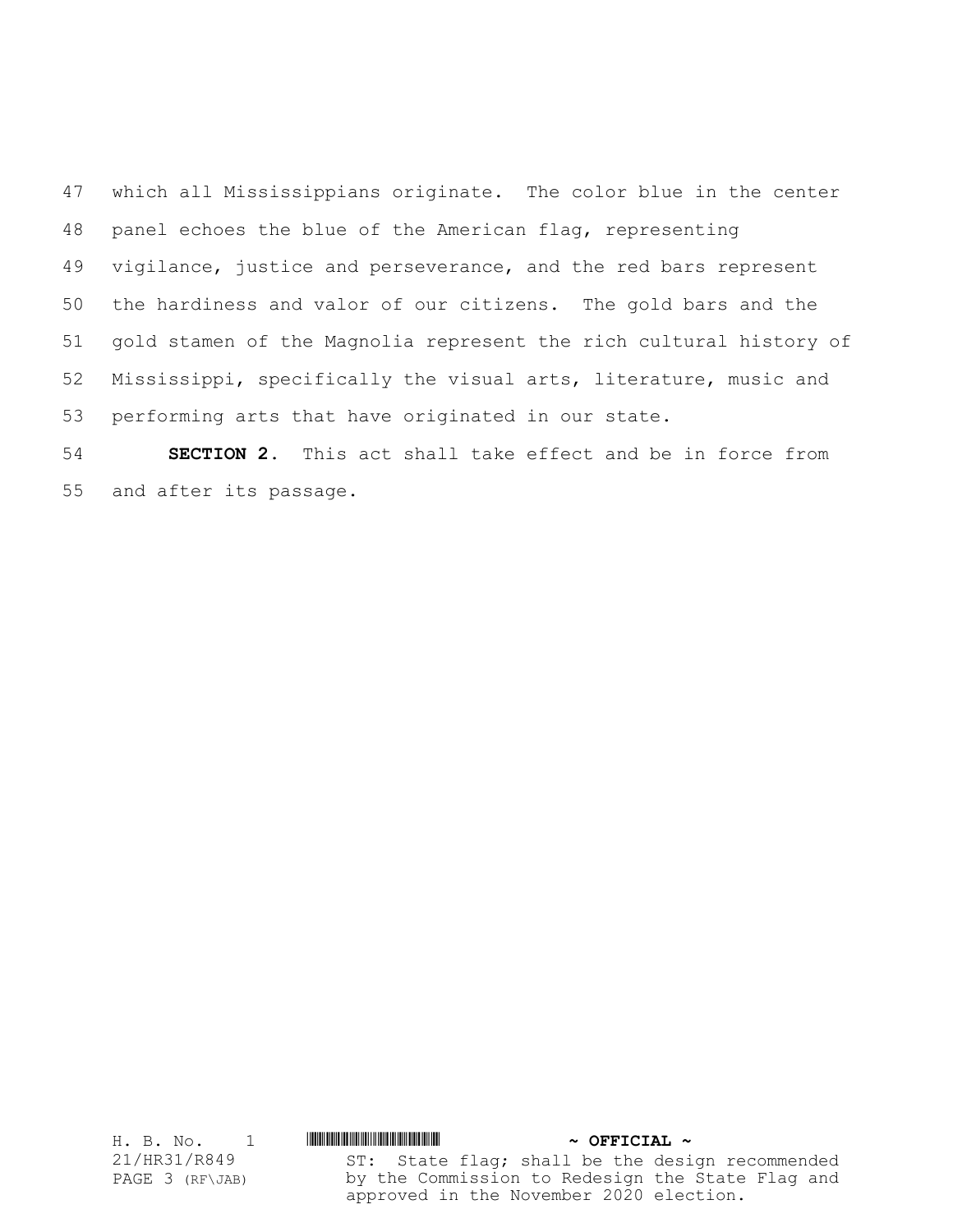which all Mississippians originate. The color blue in the center panel echoes the blue of the American flag, representing vigilance, justice and perseverance, and the red bars represent the hardiness and valor of our citizens. The gold bars and the gold stamen of the Magnolia represent the rich cultural history of Mississippi, specifically the visual arts, literature, music and performing arts that have originated in our state.

**SECTION 2.** This act shall take effect and be in force from and after its passage.